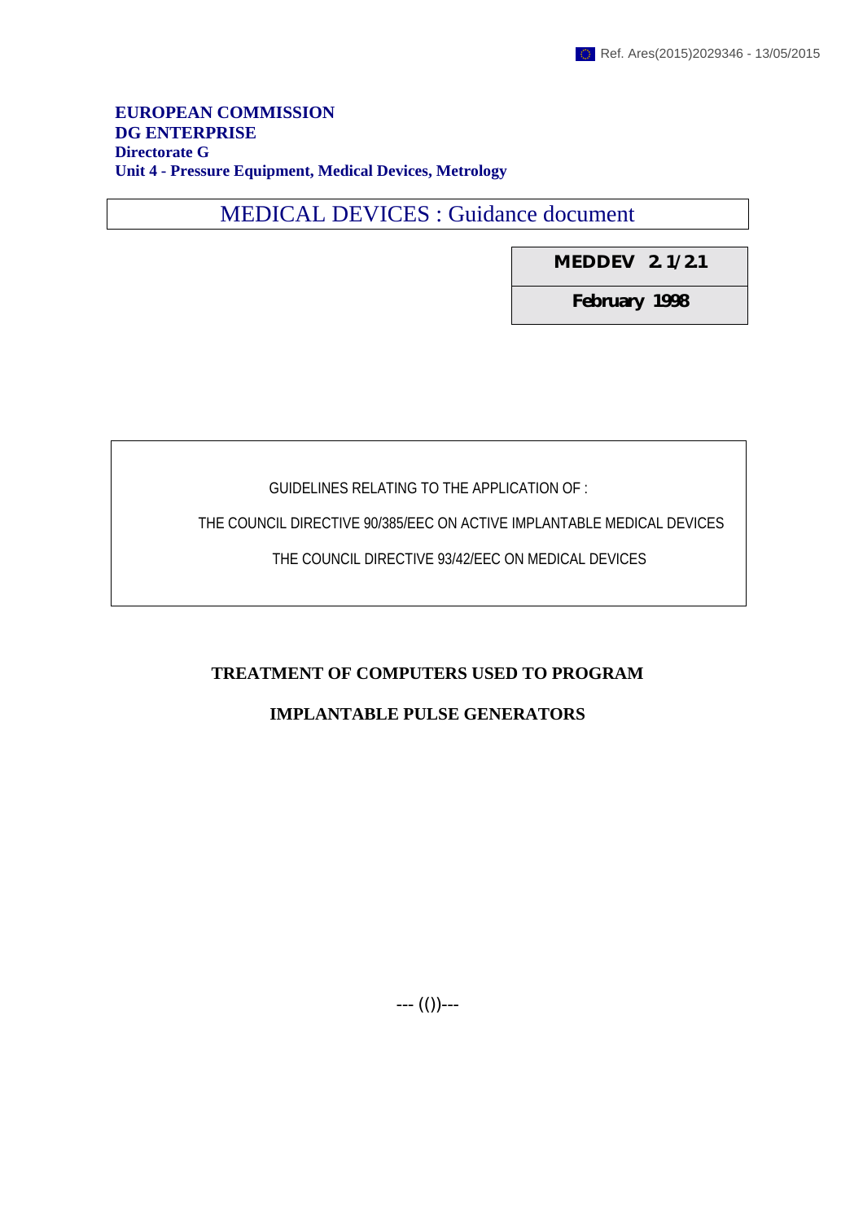Ref. Ares(2015)2029346 - 13/05/2015

**EUROPEAN COMMISSION**
**DG ENTERPRISE**
**Directorate G**
**Unit 4 - Pressure Equipment, Medical Devices, Metrology**

# MEDICAL DEVICES : Guidance document

| **MEDDEV 2.1/2.1** |
| --- |
| **February 1998** |

GUIDELINES RELATING TO THE APPLICATION OF :

THE COUNCIL DIRECTIVE 90/385/EEC ON ACTIVE IMPLANTABLE MEDICAL DEVICES

THE COUNCIL DIRECTIVE 93/42/EEC ON MEDICAL DEVICES

## TREATMENT OF COMPUTERS USED TO PROGRAM IMPLANTABLE PULSE GENERATORS

--- (())---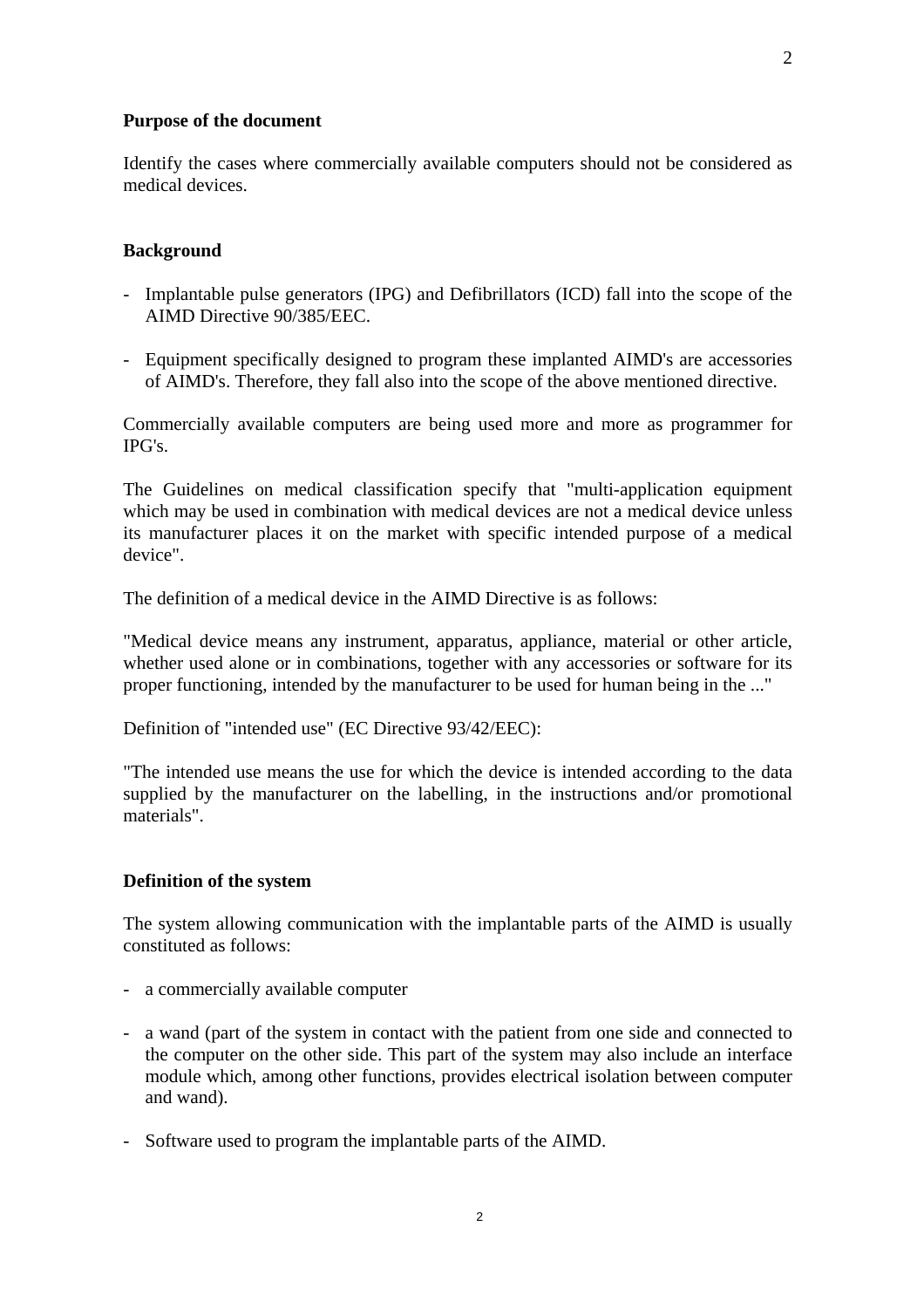**Purpose of the document**

Identify the cases where commercially available computers should not be considered as medical devices.

**Background**

- Implantable pulse generators (IPG) and Defibrillators (ICD) fall into the scope of the AIMD Directive 90/385/EEC.

- Equipment specifically designed to program these implanted AIMD's are accessories of AIMD's. Therefore, they fall also into the scope of the above mentioned directive.

Commercially available computers are being used more and more as programmer for IPG's.

The Guidelines on medical classification specify that "multi-application equipment which may be used in combination with medical devices are not a medical device unless its manufacturer places it on the market with specific intended purpose of a medical device".

The definition of a medical device in the AIMD Directive is as follows:

"Medical device means any instrument, apparatus, appliance, material or other article, whether used alone or in combinations, together with any accessories or software for its proper functioning, intended by the manufacturer to be used for human being in the ..."

Definition of "intended use" (EC Directive 93/42/EEC):

"The intended use means the use for which the device is intended according to the data supplied by the manufacturer on the labelling, in the instructions and/or promotional materials".

**Definition of the system**

The system allowing communication with the implantable parts of the AIMD is usually constituted as follows:

- a commercially available computer

- a wand (part of the system in contact with the patient from one side and connected to the computer on the other side. This part of the system may also include an interface module which, among other functions, provides electrical isolation between computer and wand).

- Software used to program the implantable parts of the AIMD.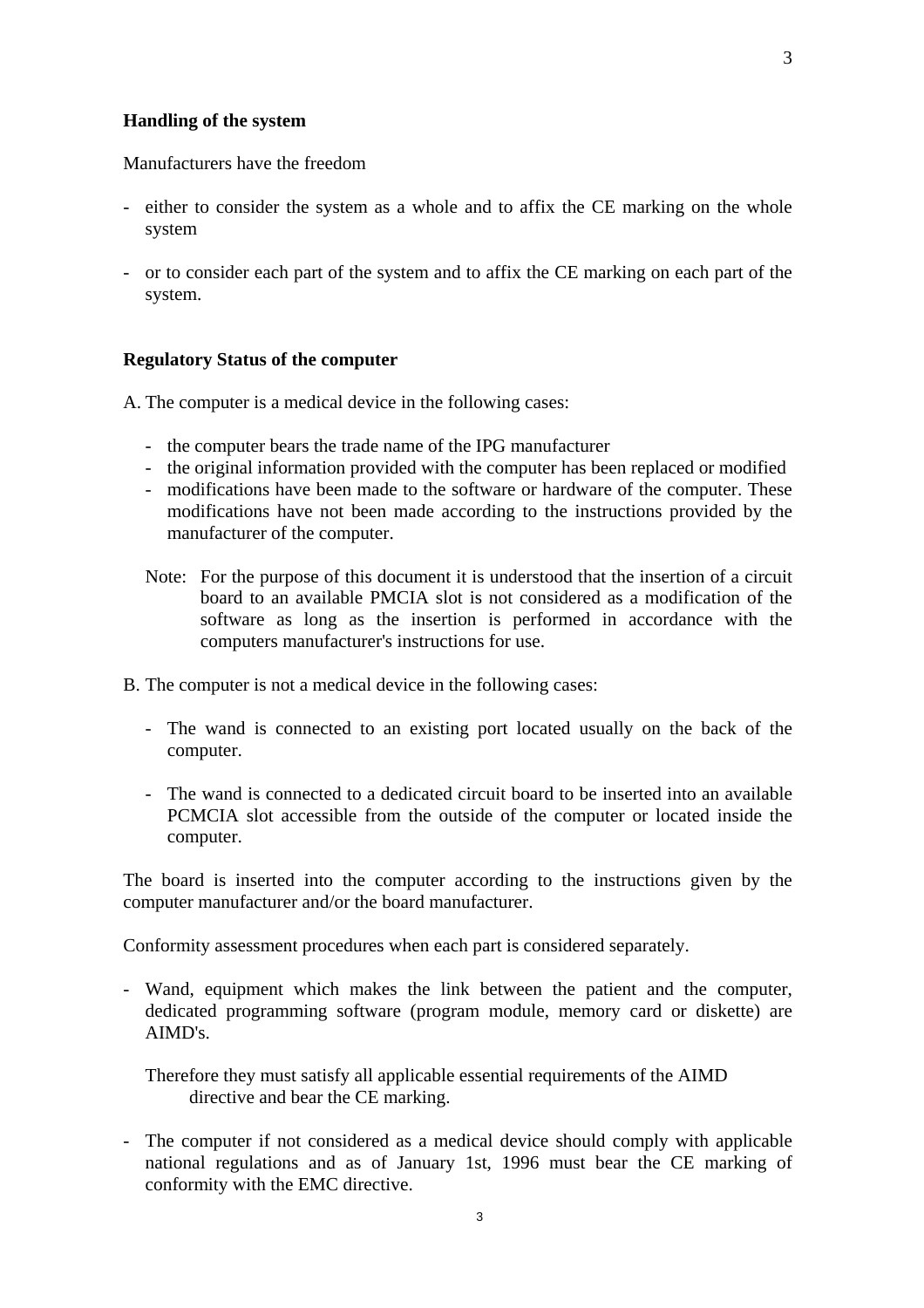**Handling of the system**

Manufacturers have the freedom

- either to consider the system as a whole and to affix the CE marking on the whole system

- or to consider each part of the system and to affix the CE marking on each part of the system.

**Regulatory Status of the computer**

A. The computer is a medical device in the following cases:

  - the computer bears the trade name of the IPG manufacturer
  - the original information provided with the computer has been replaced or modified
  - modifications have been made to the software or hardware of the computer. These modifications have not been made according to the instructions provided by the manufacturer of the computer.

  Note: For the purpose of this document it is understood that the insertion of a circuit board to an available PMCIA slot is not considered as a modification of the software as long as the insertion is performed in accordance with the computers manufacturer's instructions for use.

B. The computer is not a medical device in the following cases:

  - The wand is connected to an existing port located usually on the back of the computer.

  - The wand is connected to a dedicated circuit board to be inserted into an available PCMCIA slot accessible from the outside of the computer or located inside the computer.

The board is inserted into the computer according to the instructions given by the computer manufacturer and/or the board manufacturer.

Conformity assessment procedures when each part is considered separately.

- Wand, equipment which makes the link between the patient and the computer, dedicated programming software (program module, memory card or diskette) are AIMD's.

  Therefore they must satisfy all applicable essential requirements of the AIMD directive and bear the CE marking.

- The computer if not considered as a medical device should comply with applicable national regulations and as of January 1st, 1996 must bear the CE marking of conformity with the EMC directive.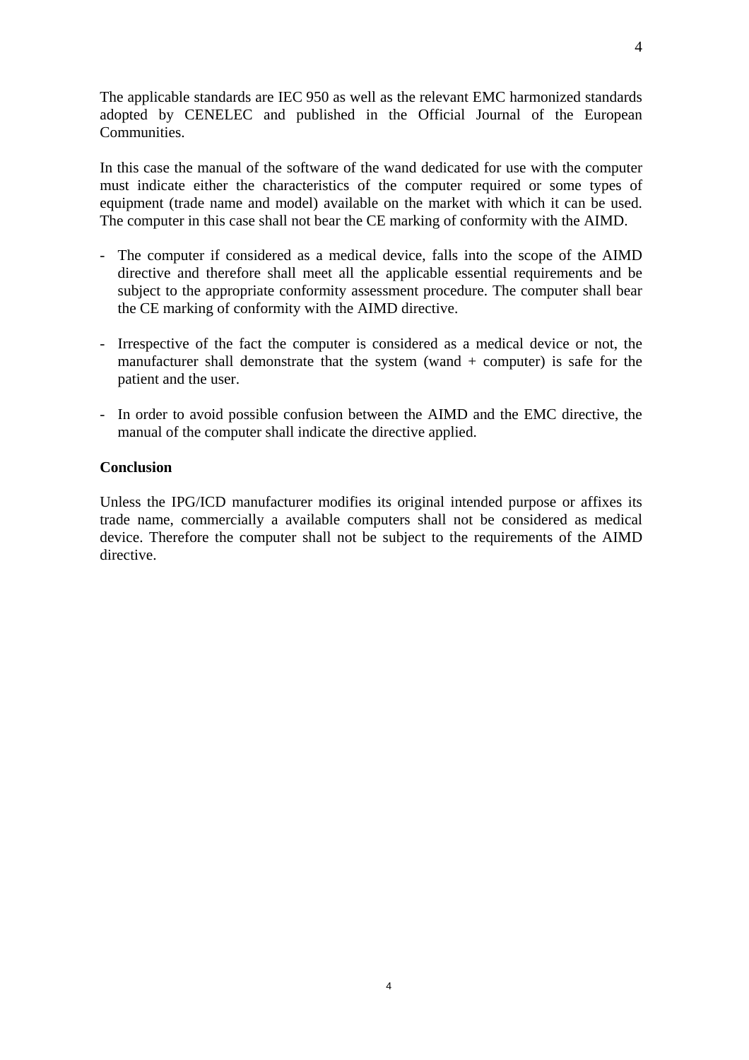The applicable standards are IEC 950 as well as the relevant EMC harmonized standards adopted by CENELEC and published in the Official Journal of the European Communities.

In this case the manual of the software of the wand dedicated for use with the computer must indicate either the characteristics of the computer required or some types of equipment (trade name and model) available on the market with which it can be used. The computer in this case shall not bear the CE marking of conformity with the AIMD.

- The computer if considered as a medical device, falls into the scope of the AIMD directive and therefore shall meet all the applicable essential requirements and be subject to the appropriate conformity assessment procedure. The computer shall bear the CE marking of conformity with the AIMD directive.

- Irrespective of the fact the computer is considered as a medical device or not, the manufacturer shall demonstrate that the system (wand + computer) is safe for the patient and the user.

- In order to avoid possible confusion between the AIMD and the EMC directive, the manual of the computer shall indicate the directive applied.

**Conclusion**

Unless the IPG/ICD manufacturer modifies its original intended purpose or affixes its trade name, commercially a available computers shall not be considered as medical device. Therefore the computer shall not be subject to the requirements of the AIMD directive.